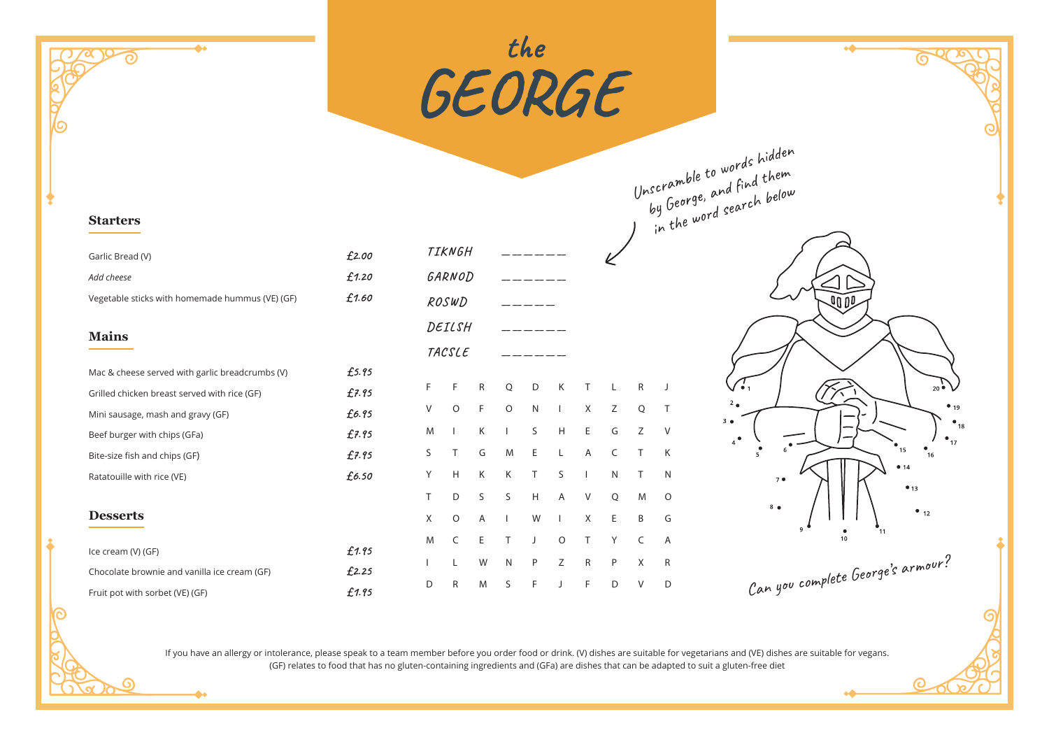# the GEORGE

## Starters

| | |
|---|---|
| Garlic Bread (V) | £2.00 |
| *Add cheese* | £1.20 |
| Vegetable sticks with homemade hummus (VE) (GF) | £1.60 |

## Mains

| | |
|---|---|
| Mac & cheese served with garlic breadcrumbs (V) | £5.95 |
| Grilled chicken breast served with rice (GF) | £7.95 |
| Mini sausage, mash and gravy (GF) | £6.95 |
| Beef burger with chips (GFa) | £7.95 |
| Bite-size fish and chips (GF) | £7.95 |
| Ratatouille with rice (VE) | £6.50 |

## Desserts

| | |
|---|---|
| Ice cream (V) (GF) | £1.95 |
| Chocolate brownie and vanilla ice cream (GF) | £2.25 |
| Fruit pot with sorbet (VE) (GF) | £1.95 |

Unscramble to words hidden by George, and find them in the word search below

TIKNGH ______

GARNOD ______

ROSWD _____

DEILSH ______

TACSLE ______

| | | | | | | | | | |
|---|---|---|---|---|---|---|---|---|---|
| F | F | R | Q | D | K | T | L | R | J |
| V | O | F | O | N | I | X | Z | Q | T |
| M | I | K | I | S | H | E | G | Z | V |
| S | T | G | M | E | L | A | C | T | K |
| Y | H | K | K | T | S | I | N | T | N |
| T | D | S | S | H | A | V | Q | M | O |
| X | O | A | I | W | I | X | E | B | G |
| M | C | E | T | J | O | T | Y | C | A |
| I | L | W | N | P | Z | R | P | X | R |
| D | R | M | S | F | J | F | D | V | D |

Can you complete George's armour?

If you have an allergy or intolerance, please speak to a team member before you order food or drink. (V) dishes are suitable for vegetarians and (VE) dishes are suitable for vegans. (GF) relates to food that has no gluten-containing ingredients and (GFa) are dishes that can be adapted to suit a gluten-free diet